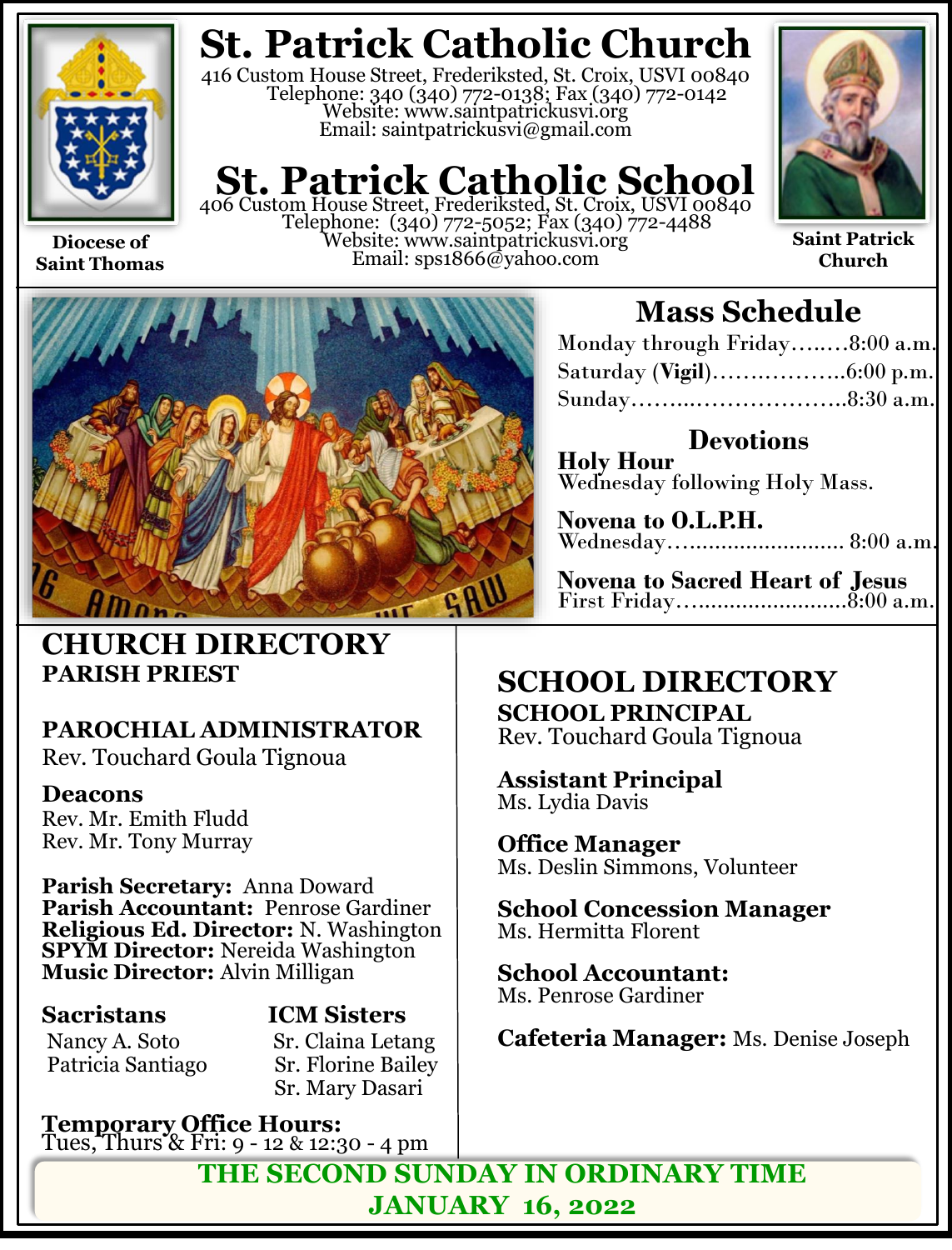# St. Patrick Catholic Church

416 Custom House Street, Frederiksted, St. Croix, USVI 00840
Telephone: 340 (340) 772-0138; Fax (340) 772-0142
Website: www.saintpatrickusvi.org
Email: saintpatrickusvi@gmail.com

# St. Patrick Catholic School

406 Custom House Street, Frederiksted, St. Croix, USVI 00840
Telephone: (340) 772-5052; Fax (340) 772-4488
Website: www.saintpatrickusvi.org
Email: sps1866@yahoo.com

**Diocese of Saint Thomas**

**Saint Patrick Church**

## Mass Schedule

Monday through Friday……..8:00 a.m.
Saturday (**Vigil**)………………..6:00 p.m.
Sunday……….………………….8:30 a.m.

### Devotions

**Holy Hour**
Wednesday following Holy Mass.

**Novena to O.L.P.H.**
Wednesday…........................ 8:00 a.m.

**Novena to Sacred Heart of Jesus**
First Friday…........................8:00 a.m.

## CHURCH DIRECTORY

**PARISH PRIEST**

**PAROCHIAL ADMINISTRATOR**
Rev. Touchard Goula Tignoua

**Deacons**
Rev. Mr. Emith Fludd
Rev. Mr. Tony Murray

**Parish Secretary:** Anna Doward
**Parish Accountant:** Penrose Gardiner
**Religious Ed. Director:** N. Washington
**SPYM Director:** Nereida Washington
**Music Director:** Alvin Milligan

**Sacristans**
Nancy A. Soto
Patricia Santiago

**ICM Sisters**
Sr. Claina Letang
Sr. Florine Bailey
Sr. Mary Dasari

**Temporary Office Hours:**
Tues, Thurs & Fri: 9 - 12 & 12:30 - 4 pm

## SCHOOL DIRECTORY

**SCHOOL PRINCIPAL**
Rev. Touchard Goula Tignoua

**Assistant Principal**
Ms. Lydia Davis

**Office Manager**
Ms. Deslin Simmons, Volunteer

**School Concession Manager**
Ms. Hermitta Florent

**School Accountant:**
Ms. Penrose Gardiner

**Cafeteria Manager:** Ms. Denise Joseph

**THE SECOND SUNDAY IN ORDINARY TIME**
**JANUARY 16, 2022**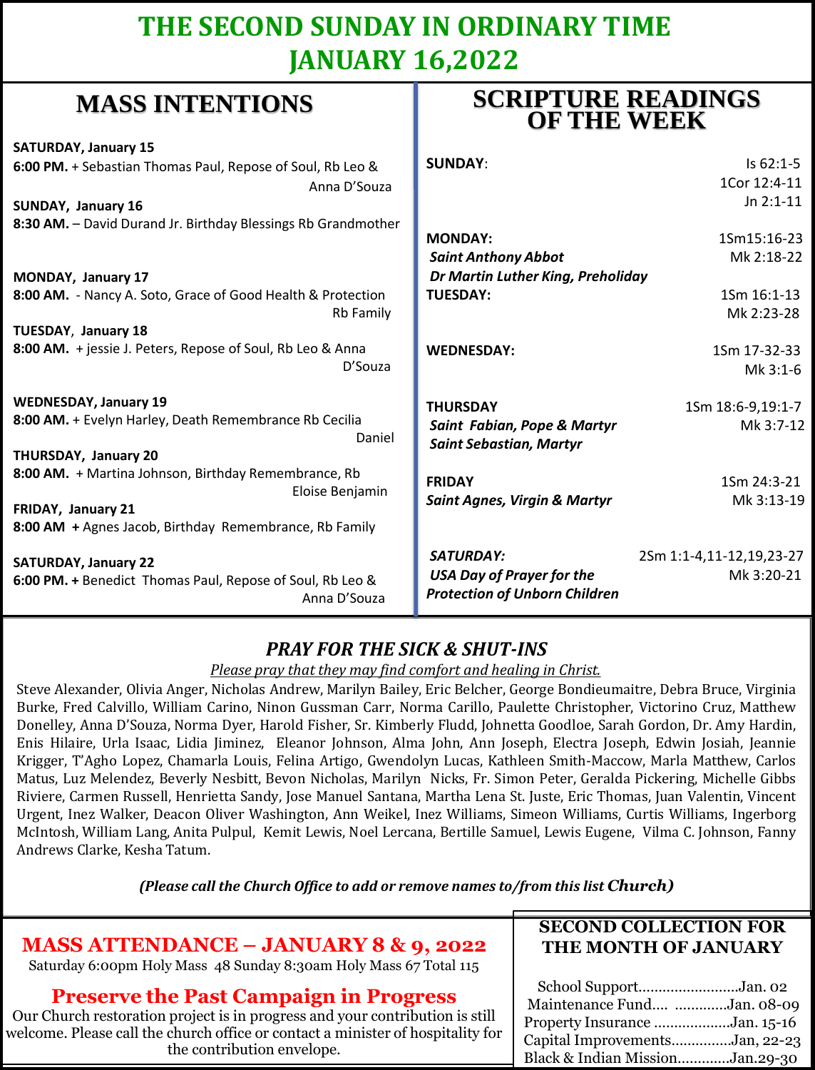# THE SECOND SUNDAY IN ORDINARY TIME
# JANUARY 16,2022

## MASS INTENTIONS

**SATURDAY, January 15**
**6:00 PM.** + Sebastian Thomas Paul, Repose of Soul, Rb Leo & Anna D'Souza

**SUNDAY, January 16**
**8:30 AM.** – David Durand Jr. Birthday Blessings Rb Grandmother

**MONDAY, January 17**
**8:00 AM.** - Nancy A. Soto, Grace of Good Health & Protection Rb Family

**TUESDAY, January 18**
**8:00 AM.** + jessie J. Peters, Repose of Soul, Rb Leo & Anna D'Souza

**WEDNESDAY, January 19**
**8:00 AM.** + Evelyn Harley, Death Remembrance Rb Cecilia Daniel

**THURSDAY, January 20**
**8:00 AM.** + Martina Johnson, Birthday Remembrance, Rb Eloise Benjamin

**FRIDAY, January 21**
**8:00 AM** + Agnes Jacob, Birthday Remembrance, Rb Family

**SATURDAY, January 22**
**6:00 PM.** + Benedict Thomas Paul, Repose of Soul, Rb Leo & Anna D'Souza

## SCRIPTURE READINGS OF THE WEEK

**SUNDAY**: Is 62:1-5, 1Cor 12:4-11, Jn 2:1-11

**MONDAY:** 1Sm15:16-23, Mk 2:18-22
*Saint Anthony Abbot*
*Dr Martin Luther King, Preholiday*

**TUESDAY:** 1Sm 16:1-13, Mk 2:23-28

**WEDNESDAY:** 1Sm 17-32-33, Mk 3:1-6

**THURSDAY** 1Sm 18:6-9,19:1-7, Mk 3:7-12
*Saint Fabian, Pope & Martyr*
*Saint Sebastian, Martyr*

**FRIDAY** 1Sm 24:3-21, Mk 3:13-19
*Saint Agnes, Virgin & Martyr*

*SATURDAY:* 2Sm 1:1-4,11-12,19,23-27, Mk 3:20-21
*USA Day of Prayer for the Protection of Unborn Children*

## *PRAY FOR THE SICK & SHUT-INS*

*Please pray that they may find comfort and healing in Christ.*

Steve Alexander, Olivia Anger, Nicholas Andrew, Marilyn Bailey, Eric Belcher, George Bondieumaitre, Debra Bruce, Virginia Burke, Fred Calvillo, William Carino, Ninon Gussman Carr, Norma Carillo, Paulette Christopher, Victorino Cruz, Matthew Donelley, Anna D'Souza, Norma Dyer, Harold Fisher, Sr. Kimberly Fludd, Johnetta Goodloe, Sarah Gordon, Dr. Amy Hardin, Enis Hilaire, Urla Isaac, Lidia Jiminez, Eleanor Johnson, Alma John, Ann Joseph, Electra Joseph, Edwin Josiah, Jeannie Krigger, T'Agho Lopez, Chamarla Louis, Felina Artigo, Gwendolyn Lucas, Kathleen Smith-Maccow, Marla Matthew, Carlos Matus, Luz Melendez, Beverly Nesbitt, Bevon Nicholas, Marilyn Nicks, Fr. Simon Peter, Geralda Pickering, Michelle Gibbs Riviere, Carmen Russell, Henrietta Sandy, Jose Manuel Santana, Martha Lena St. Juste, Eric Thomas, Juan Valentin, Vincent Urgent, Inez Walker, Deacon Oliver Washington, Ann Weikel, Inez Williams, Simeon Williams, Curtis Williams, Ingerborg McIntosh, William Lang, Anita Pulpul, Kemit Lewis, Noel Lercana, Bertille Samuel, Lewis Eugene, Vilma C. Johnson, Fanny Andrews Clarke, Kesha Tatum.

***(Please call the Church Office to add or remove names to/from this list Church)***

## MASS ATTENDANCE – JANUARY 8 & 9, 2022

Saturday 6:00pm Holy Mass 48 Sunday 8:30am Holy Mass 67 Total 115

## Preserve the Past Campaign in Progress

Our Church restoration project is in progress and your contribution is still welcome. Please call the church office or contact a minister of hospitality for the contribution envelope.

## SECOND COLLECTION FOR THE MONTH OF JANUARY

School Support……………………Jan. 02
Maintenance Fund…. ………….Jan. 08-09
Property Insurance ……………….Jan. 15-16
Capital Improvements……………Jan, 22-23
Black & Indian Mission………….Jan.29-30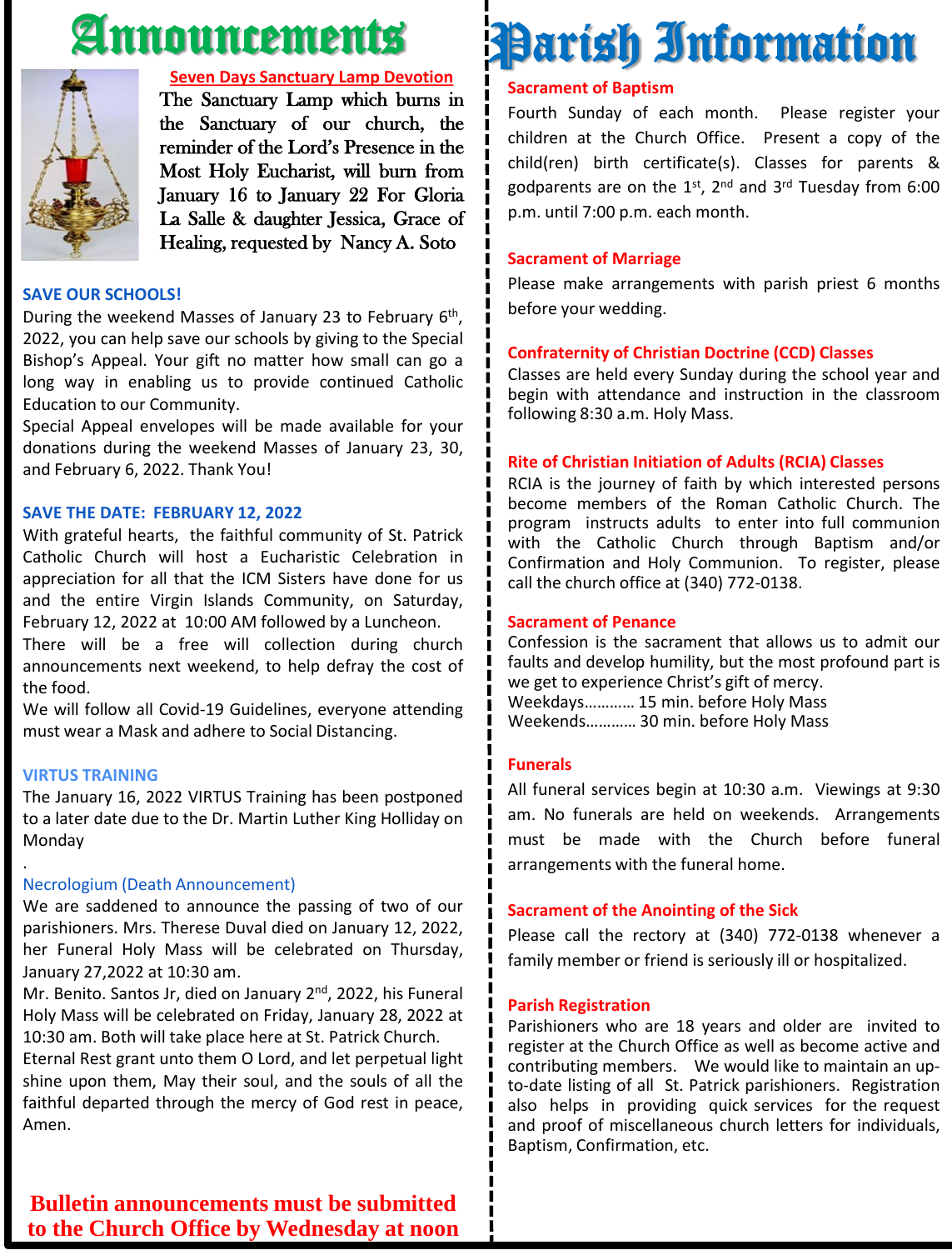# Announcements

**Seven Days Sanctuary Lamp Devotion**

The Sanctuary Lamp which burns in the Sanctuary of our church, the reminder of the Lord's Presence in the Most Holy Eucharist, will burn from January 16 to January 22 For Gloria La Salle & daughter Jessica, Grace of Healing, requested by Nancy A. Soto

**SAVE OUR SCHOOLS!**

During the weekend Masses of January 23 to February 6th, 2022, you can help save our schools by giving to the Special Bishop's Appeal. Your gift no matter how small can go a long way in enabling us to provide continued Catholic Education to our Community.

Special Appeal envelopes will be made available for your donations during the weekend Masses of January 23, 30, and February 6, 2022. Thank You!

**SAVE THE DATE: FEBRUARY 12, 2022**

With grateful hearts, the faithful community of St. Patrick Catholic Church will host a Eucharistic Celebration in appreciation for all that the ICM Sisters have done for us and the entire Virgin Islands Community, on Saturday, February 12, 2022 at 10:00 AM followed by a Luncheon.

There will be a free will collection during church announcements next weekend, to help defray the cost of the food.

We will follow all Covid-19 Guidelines, everyone attending must wear a Mask and adhere to Social Distancing.

**VIRTUS TRAINING**

The January 16, 2022 VIRTUS Training has been postponed to a later date due to the Dr. Martin Luther King Holliday on Monday

.

Necrologium (Death Announcement)

We are saddened to announce the passing of two of our parishioners. Mrs. Therese Duval died on January 12, 2022, her Funeral Holy Mass will be celebrated on Thursday, January 27,2022 at 10:30 am.

Mr. Benito. Santos Jr, died on January 2nd, 2022, his Funeral Holy Mass will be celebrated on Friday, January 28, 2022 at 10:30 am. Both will take place here at St. Patrick Church.

Eternal Rest grant unto them O Lord, and let perpetual light shine upon them, May their soul, and the souls of all the faithful departed through the mercy of God rest in peace, Amen.

**Bulletin announcements must be submitted to the Church Office by Wednesday at noon**

# Parish Information

**Sacrament of Baptism**

Fourth Sunday of each month. Please register your children at the Church Office. Present a copy of the child(ren) birth certificate(s). Classes for parents & godparents are on the 1st, 2nd and 3rd Tuesday from 6:00 p.m. until 7:00 p.m. each month.

**Sacrament of Marriage**

Please make arrangements with parish priest 6 months before your wedding.

**Confraternity of Christian Doctrine (CCD) Classes**

Classes are held every Sunday during the school year and begin with attendance and instruction in the classroom following 8:30 a.m. Holy Mass.

**Rite of Christian Initiation of Adults (RCIA) Classes**

RCIA is the journey of faith by which interested persons become members of the Roman Catholic Church. The program instructs adults to enter into full communion with the Catholic Church through Baptism and/or Confirmation and Holy Communion. To register, please call the church office at (340) 772-0138.

**Sacrament of Penance**

Confession is the sacrament that allows us to admit our faults and develop humility, but the most profound part is we get to experience Christ's gift of mercy.

Weekdays………… 15 min. before Holy Mass
Weekends………… 30 min. before Holy Mass

**Funerals**

All funeral services begin at 10:30 a.m. Viewings at 9:30 am. No funerals are held on weekends. Arrangements must be made with the Church before funeral arrangements with the funeral home.

**Sacrament of the Anointing of the Sick**

Please call the rectory at (340) 772-0138 whenever a family member or friend is seriously ill or hospitalized.

**Parish Registration**

Parishioners who are 18 years and older are invited to register at the Church Office as well as become active and contributing members. We would like to maintain an up-to-date listing of all St. Patrick parishioners. Registration also helps in providing quick services for the request and proof of miscellaneous church letters for individuals, Baptism, Confirmation, etc.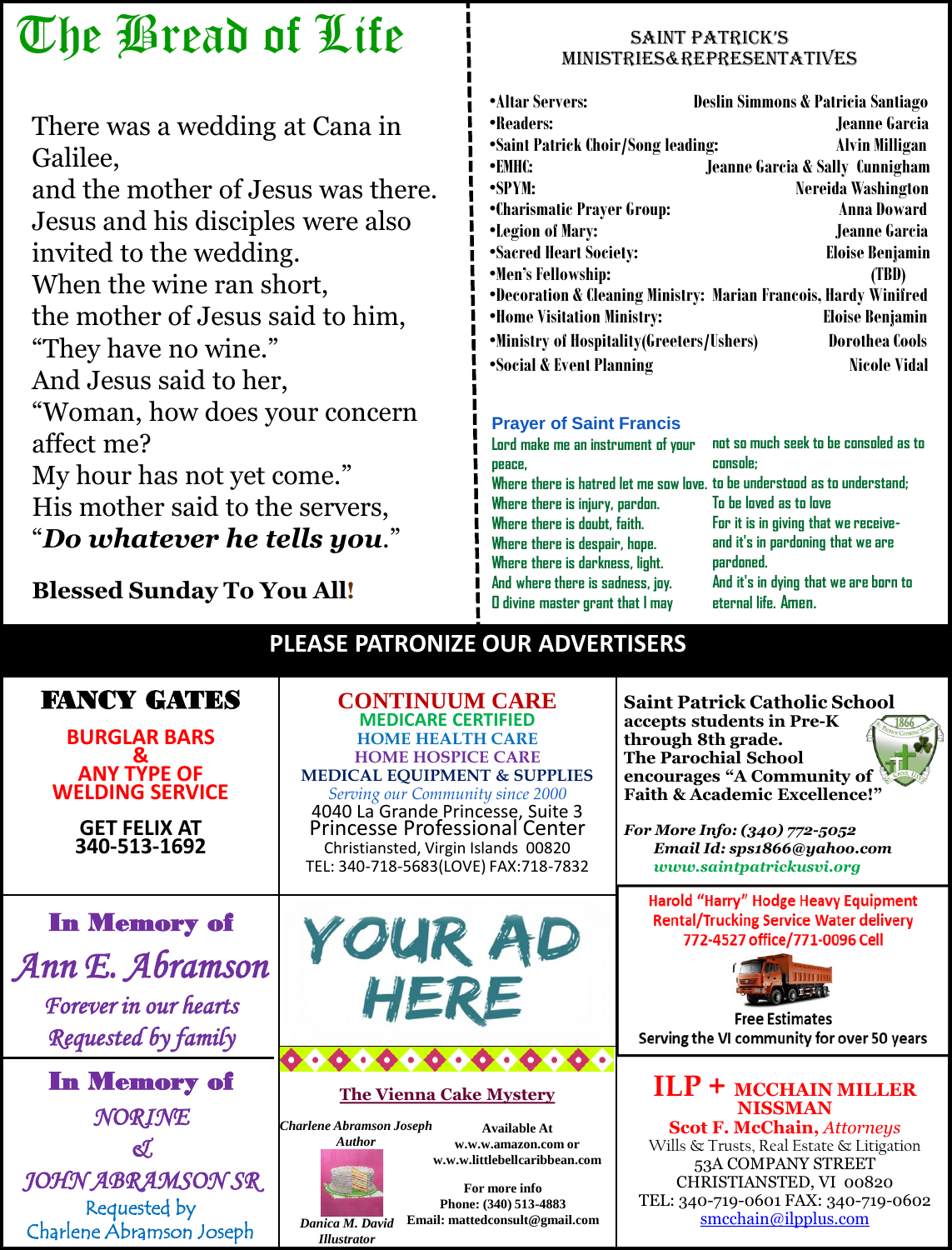# The Bread of Life

There was a wedding at Cana in Galilee,
and the mother of Jesus was there.
Jesus and his disciples were also invited to the wedding.
When the wine ran short,
the mother of Jesus said to him,
"They have no wine."
And Jesus said to her,
"Woman, how does your concern affect me?
My hour has not yet come."
His mother said to the servers,
"***Do whatever he tells you***."

**Blessed Sunday To You All!**

## SAINT PATRICK'S MINISTRIES & REPRESENTATIVES

- **Altar Servers:** Deslin Simmons & Patricia Santiago
- **Readers:** Jeanne Garcia
- **Saint Patrick Choir/Song leading:** Alvin Milligan
- **EMHC:** Jeanne Garcia & Sally Cunnigham
- **SPYM:** Nereida Washington
- **Charismatic Prayer Group:** Anna Doward
- **Legion of Mary:** Jeanne Garcia
- **Sacred Heart Society:** Eloise Benjamin
- **Men's Fellowship:** (TBD)
- **Decoration & Cleaning Ministry:** Marian Francois, Hardy Winifred
- **Home Visitation Ministry:** Eloise Benjamin
- **Ministry of Hospitality(Greeters/Ushers)** Dorothea Cools
- **Social & Event Planning** Nicole Vidal

### Prayer of Saint Francis

Lord make me an instrument of your peace,
Where there is hatred let me sow love.
Where there is injury, pardon.
Where there is doubt, faith.
Where there is despair, hope.
Where there is darkness, light.
And where there is sadness, joy.
O divine master grant that I may not so much seek to be consoled as to console;
to be understood as to understand;
To be loved as to love
For it is in giving that we receive-
and it's in pardoning that we are pardoned.
And it's in dying that we are born to eternal life. Amen.

## PLEASE PATRONIZE OUR ADVERTISERS

**FANCY GATES**
BURGLAR BARS
&
ANY TYPE OF WELDING SERVICE
GET FELIX AT
340-513-1692

**CONTINUUM CARE**
MEDICARE CERTIFIED
HOME HEALTH CARE
HOME HOSPICE CARE
MEDICAL EQUIPMENT & SUPPLIES
*Serving our Community since 2000*
4040 La Grande Princesse, Suite 3
Princesse Professional Center
Christiansted, Virgin Islands 00820
TEL: 340-718-5683(LOVE) FAX:718-7832

**Saint Patrick Catholic School**
**accepts students in Pre-K through 8th grade. The Parochial School encourages "A Community of Faith & Academic Excellence!"**
*For More Info: (340) 772-5052*
*Email Id: sps1866@yahoo.com*
*www.saintpatrickusvi.org*

**In Memory of**
*Ann E. Abramson*
*Forever in our hearts*
*Requested by family*

YOUR AD HERE

**Harold "Harry" Hodge Heavy Equipment Rental/Trucking Service Water delivery**
772-4527 office/771-0096 Cell
Free Estimates
Serving the VI community for over 50 years

**In Memory of**
*NORINE*
*&*
*JOHN ABRAMSON SR*
Requested by
Charlene Abramson Joseph

**The Vienna Cake Mystery**
*Charlene Abramson Joseph*
*Author*
*Danica M. David*
*Illustrator*
Available At
w.w.w.amazon.com or
w.w.w.littlebellcaribbean.com
For more info
Phone: (340) 513-4883
Email: mattedconsult@gmail.com

**ILP + MCCHAIN MILLER NISSMAN**
**Scot F. McChain,** *Attorneys*
Wills & Trusts, Real Estate & Litigation
53A COMPANY STREET
CHRISTIANSTED, VI 00820
TEL: 340-719-0601 FAX: 340-719-0602
smcchain@ilpplus.com